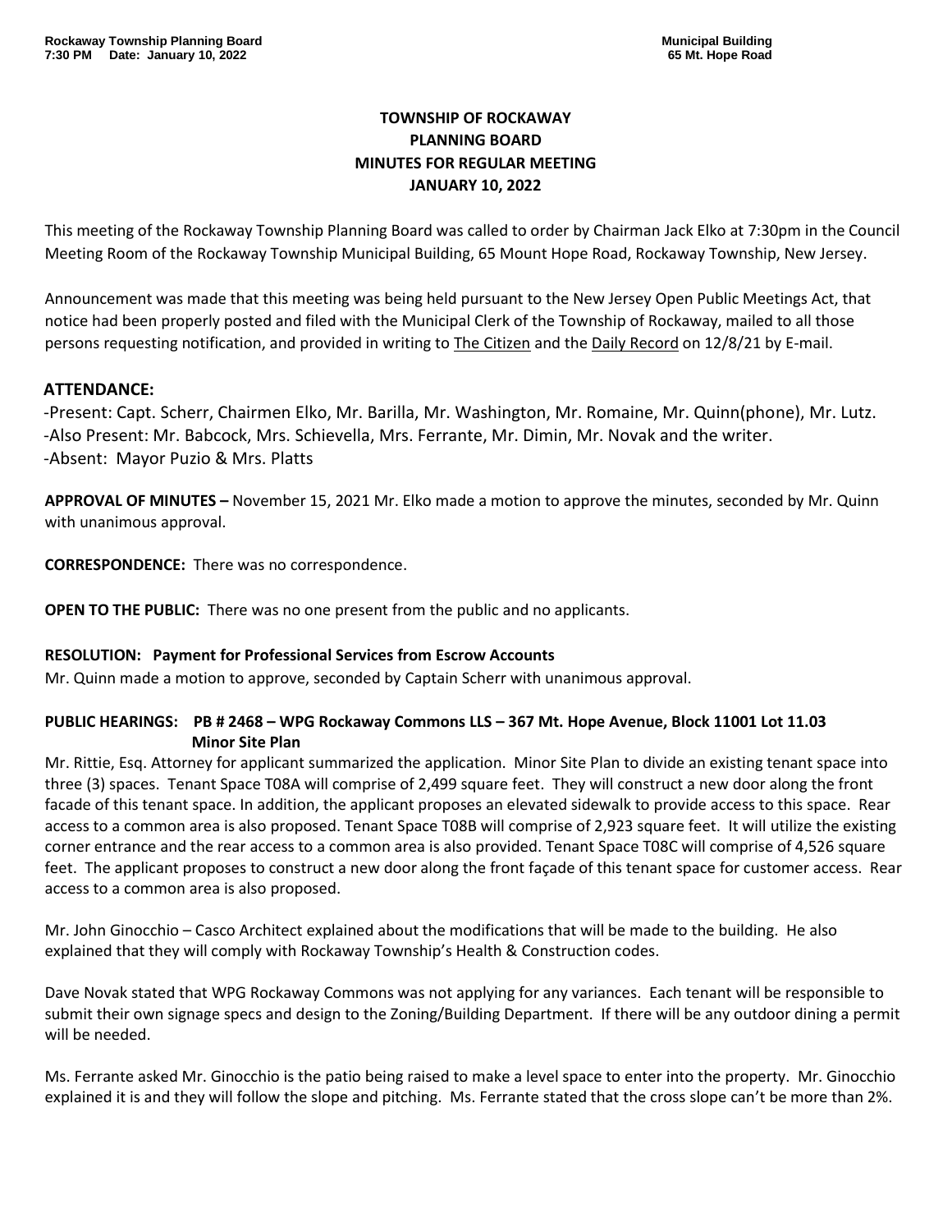# TOWNSHIP OF ROCKAWAY
# PLANNING BOARD
# MINUTES FOR REGULAR MEETING
# JANUARY 10, 2022

This meeting of the Rockaway Township Planning Board was called to order by Chairman Jack Elko at 7:30pm in the Council Meeting Room of the Rockaway Township Municipal Building, 65 Mount Hope Road, Rockaway Township, New Jersey.

Announcement was made that this meeting was being held pursuant to the New Jersey Open Public Meetings Act, that notice had been properly posted and filed with the Municipal Clerk of the Township of Rockaway, mailed to all those persons requesting notification, and provided in writing to The Citizen and the Daily Record on 12/8/21 by E-mail.

## ATTENDANCE:

-Present: Capt. Scherr, Chairmen Elko, Mr. Barilla, Mr. Washington, Mr. Romaine, Mr. Quinn(phone), Mr. Lutz.
-Also Present: Mr. Babcock, Mrs. Schievella, Mrs. Ferrante, Mr. Dimin, Mr. Novak and the writer.
-Absent: Mayor Puzio & Mrs. Platts

**APPROVAL OF MINUTES –** November 15, 2021 Mr. Elko made a motion to approve the minutes, seconded by Mr. Quinn with unanimous approval.

**CORRESPONDENCE:** There was no correspondence.

**OPEN TO THE PUBLIC:** There was no one present from the public and no applicants.

**RESOLUTION: Payment for Professional Services from Escrow Accounts**

Mr. Quinn made a motion to approve, seconded by Captain Scherr with unanimous approval.

**PUBLIC HEARINGS: PB # 2468 – WPG Rockaway Commons LLS – 367 Mt. Hope Avenue, Block 11001 Lot 11.03 Minor Site Plan**

Mr. Rittie, Esq. Attorney for applicant summarized the application. Minor Site Plan to divide an existing tenant space into three (3) spaces. Tenant Space T08A will comprise of 2,499 square feet. They will construct a new door along the front facade of this tenant space. In addition, the applicant proposes an elevated sidewalk to provide access to this space. Rear access to a common area is also proposed. Tenant Space T08B will comprise of 2,923 square feet. It will utilize the existing corner entrance and the rear access to a common area is also provided. Tenant Space T08C will comprise of 4,526 square feet. The applicant proposes to construct a new door along the front façade of this tenant space for customer access. Rear access to a common area is also proposed.

Mr. John Ginocchio – Casco Architect explained about the modifications that will be made to the building. He also explained that they will comply with Rockaway Township's Health & Construction codes.

Dave Novak stated that WPG Rockaway Commons was not applying for any variances. Each tenant will be responsible to submit their own signage specs and design to the Zoning/Building Department. If there will be any outdoor dining a permit will be needed.

Ms. Ferrante asked Mr. Ginocchio is the patio being raised to make a level space to enter into the property. Mr. Ginocchio explained it is and they will follow the slope and pitching. Ms. Ferrante stated that the cross slope can't be more than 2%.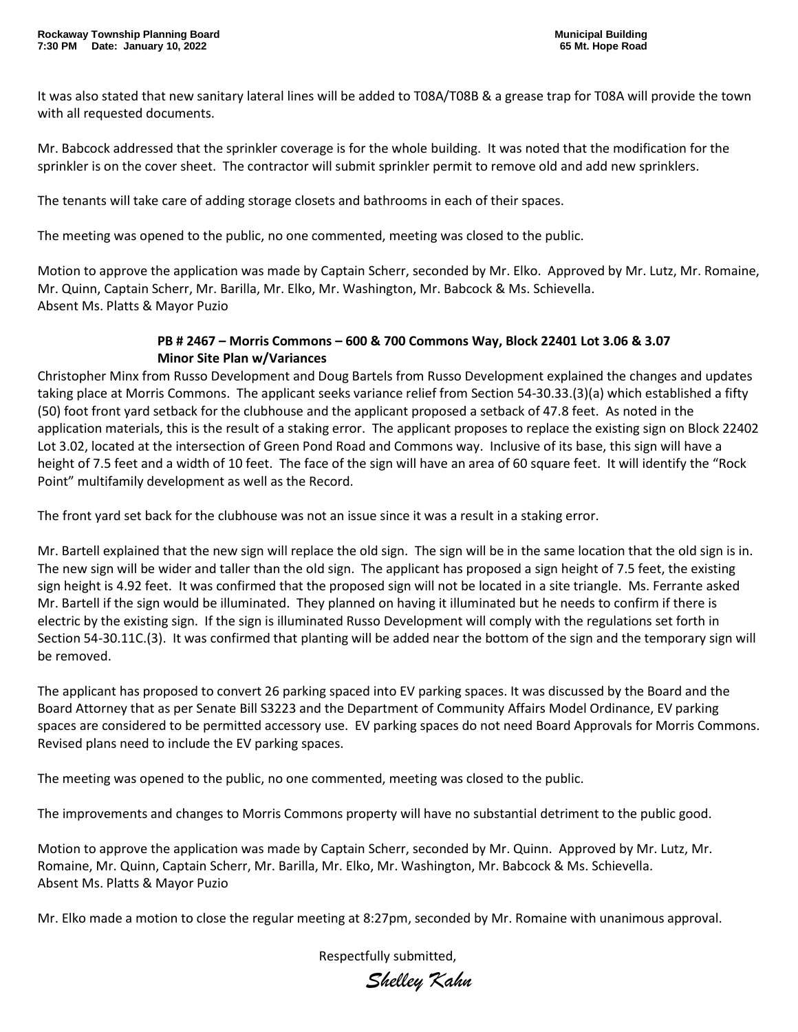It was also stated that new sanitary lateral lines will be added to T08A/T08B & a grease trap for T08A will provide the town with all requested documents.

Mr. Babcock addressed that the sprinkler coverage is for the whole building. It was noted that the modification for the sprinkler is on the cover sheet. The contractor will submit sprinkler permit to remove old and add new sprinklers.

The tenants will take care of adding storage closets and bathrooms in each of their spaces.

The meeting was opened to the public, no one commented, meeting was closed to the public.

Motion to approve the application was made by Captain Scherr, seconded by Mr. Elko. Approved by Mr. Lutz, Mr. Romaine, Mr. Quinn, Captain Scherr, Mr. Barilla, Mr. Elko, Mr. Washington, Mr. Babcock & Ms. Schievella.
Absent Ms. Platts & Mayor Puzio

**PB # 2467 – Morris Commons – 600 & 700 Commons Way, Block 22401 Lot 3.06 & 3.07**
**Minor Site Plan w/Variances**

Christopher Minx from Russo Development and Doug Bartels from Russo Development explained the changes and updates taking place at Morris Commons. The applicant seeks variance relief from Section 54-30.33.(3)(a) which established a fifty (50) foot front yard setback for the clubhouse and the applicant proposed a setback of 47.8 feet. As noted in the application materials, this is the result of a staking error. The applicant proposes to replace the existing sign on Block 22402 Lot 3.02, located at the intersection of Green Pond Road and Commons way. Inclusive of its base, this sign will have a height of 7.5 feet and a width of 10 feet. The face of the sign will have an area of 60 square feet. It will identify the "Rock Point" multifamily development as well as the Record.

The front yard set back for the clubhouse was not an issue since it was a result in a staking error.

Mr. Bartell explained that the new sign will replace the old sign. The sign will be in the same location that the old sign is in. The new sign will be wider and taller than the old sign. The applicant has proposed a sign height of 7.5 feet, the existing sign height is 4.92 feet. It was confirmed that the proposed sign will not be located in a site triangle. Ms. Ferrante asked Mr. Bartell if the sign would be illuminated. They planned on having it illuminated but he needs to confirm if there is electric by the existing sign. If the sign is illuminated Russo Development will comply with the regulations set forth in Section 54-30.11C.(3). It was confirmed that planting will be added near the bottom of the sign and the temporary sign will be removed.

The applicant has proposed to convert 26 parking spaced into EV parking spaces. It was discussed by the Board and the Board Attorney that as per Senate Bill S3223 and the Department of Community Affairs Model Ordinance, EV parking spaces are considered to be permitted accessory use. EV parking spaces do not need Board Approvals for Morris Commons. Revised plans need to include the EV parking spaces.

The meeting was opened to the public, no one commented, meeting was closed to the public.

The improvements and changes to Morris Commons property will have no substantial detriment to the public good.

Motion to approve the application was made by Captain Scherr, seconded by Mr. Quinn. Approved by Mr. Lutz, Mr. Romaine, Mr. Quinn, Captain Scherr, Mr. Barilla, Mr. Elko, Mr. Washington, Mr. Babcock & Ms. Schievella.
Absent Ms. Platts & Mayor Puzio

Mr. Elko made a motion to close the regular meeting at 8:27pm, seconded by Mr. Romaine with unanimous approval.

Respectfully submitted,

*Shelley Kahn*